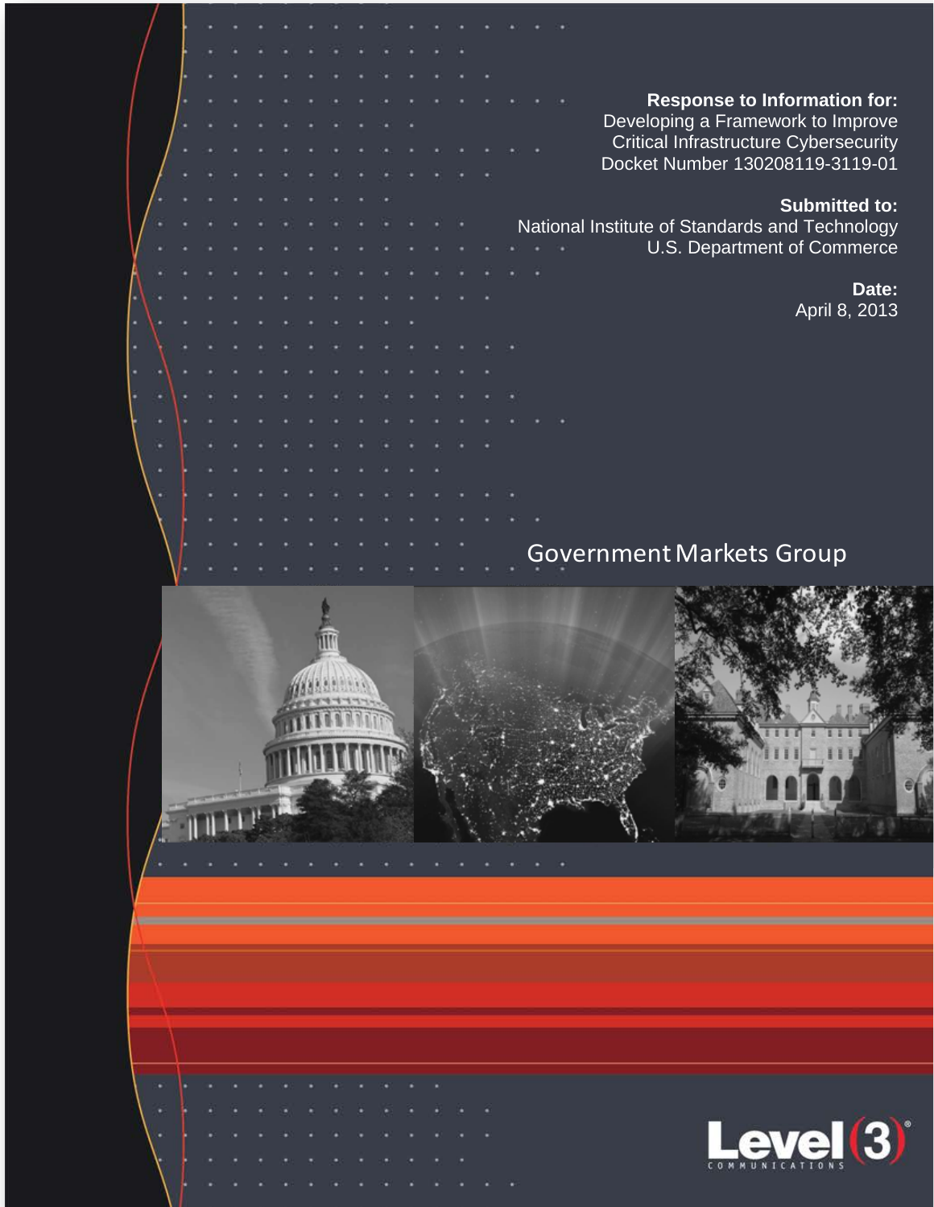**Response to Information for:**
Developing a Framework to Improve Critical Infrastructure Cybersecurity
Docket Number 130208119-3119-01

**Submitted to:**
National Institute of Standards and Technology
U.S. Department of Commerce

**Date:**
April 8, 2013

Government Markets Group

Level(3) COMMUNICATIONS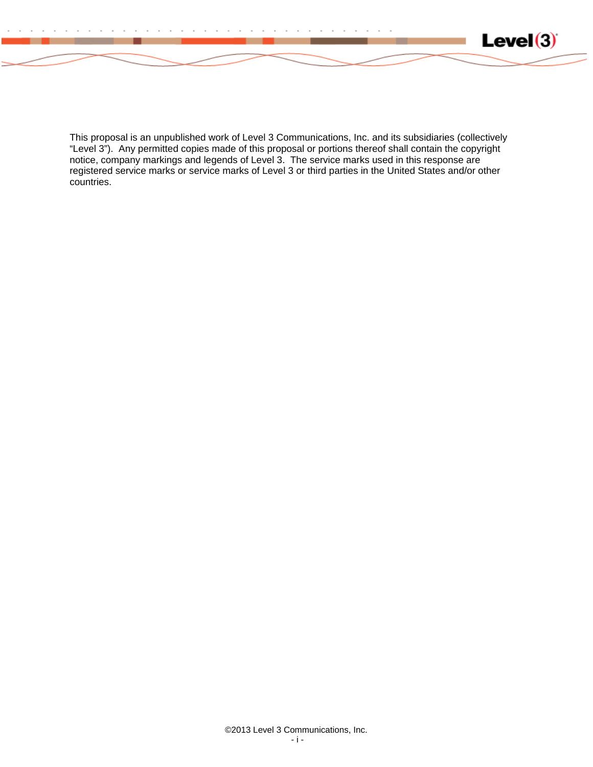This proposal is an unpublished work of Level 3 Communications, Inc. and its subsidiaries (collectively "Level 3"). Any permitted copies made of this proposal or portions thereof shall contain the copyright notice, company markings and legends of Level 3. The service marks used in this response are registered service marks or service marks of Level 3 or third parties in the United States and/or other countries.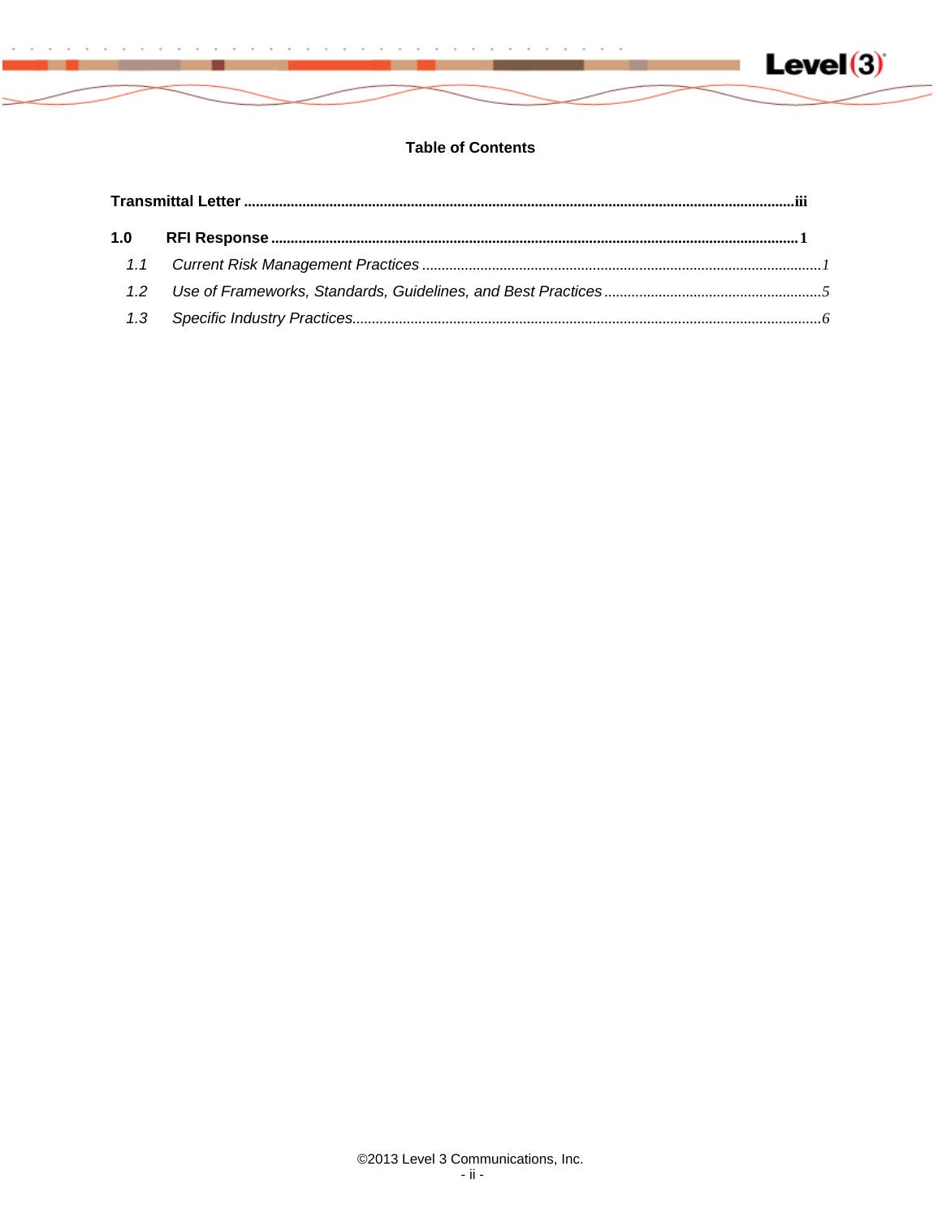# Table of Contents

**Transmittal Letter** .................................................................................................................................. **iii**

**1.0 RFI Response** ........................................................................................................................... **1**

*1.1 Current Risk Management Practices* ............................................................................................ *1*

*1.2 Use of Frameworks, Standards, Guidelines, and Best Practices* ............................................... *5*

*1.3 Specific Industry Practices* ......................................................................................................... *6*

©2013 Level 3 Communications, Inc.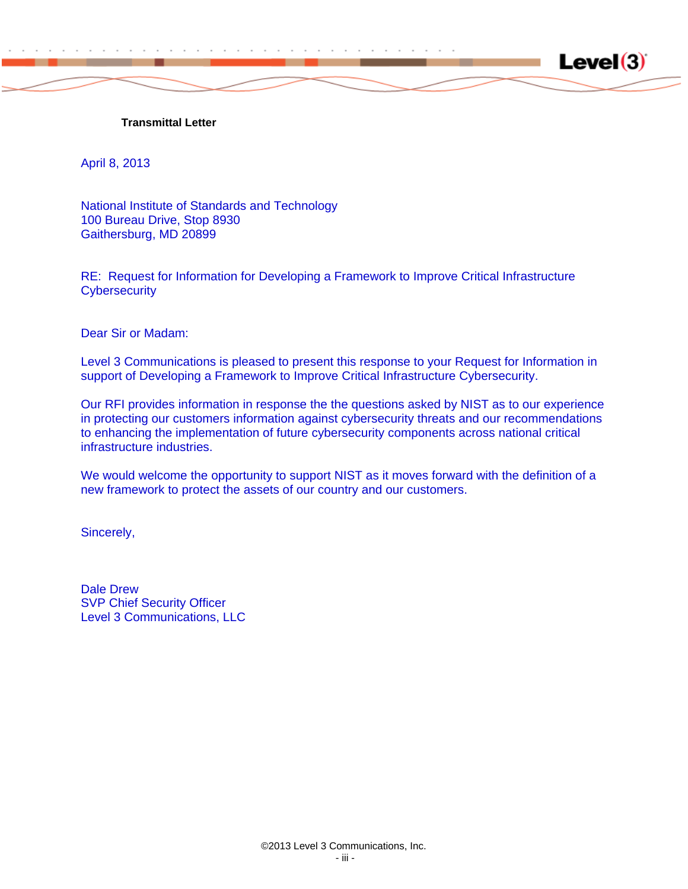**Transmittal Letter**

April 8, 2013

National Institute of Standards and Technology
100 Bureau Drive, Stop 8930
Gaithersburg, MD 20899

RE: Request for Information for Developing a Framework to Improve Critical Infrastructure Cybersecurity

Dear Sir or Madam:

Level 3 Communications is pleased to present this response to your Request for Information in support of Developing a Framework to Improve Critical Infrastructure Cybersecurity.

Our RFI provides information in response the the questions asked by NIST as to our experience in protecting our customers information against cybersecurity threats and our recommendations to enhancing the implementation of future cybersecurity components across national critical infrastructure industries.

We would welcome the opportunity to support NIST as it moves forward with the definition of a new framework to protect the assets of our country and our customers.

Sincerely,

Dale Drew
SVP Chief Security Officer
Level 3 Communications, LLC

©2013 Level 3 Communications, Inc.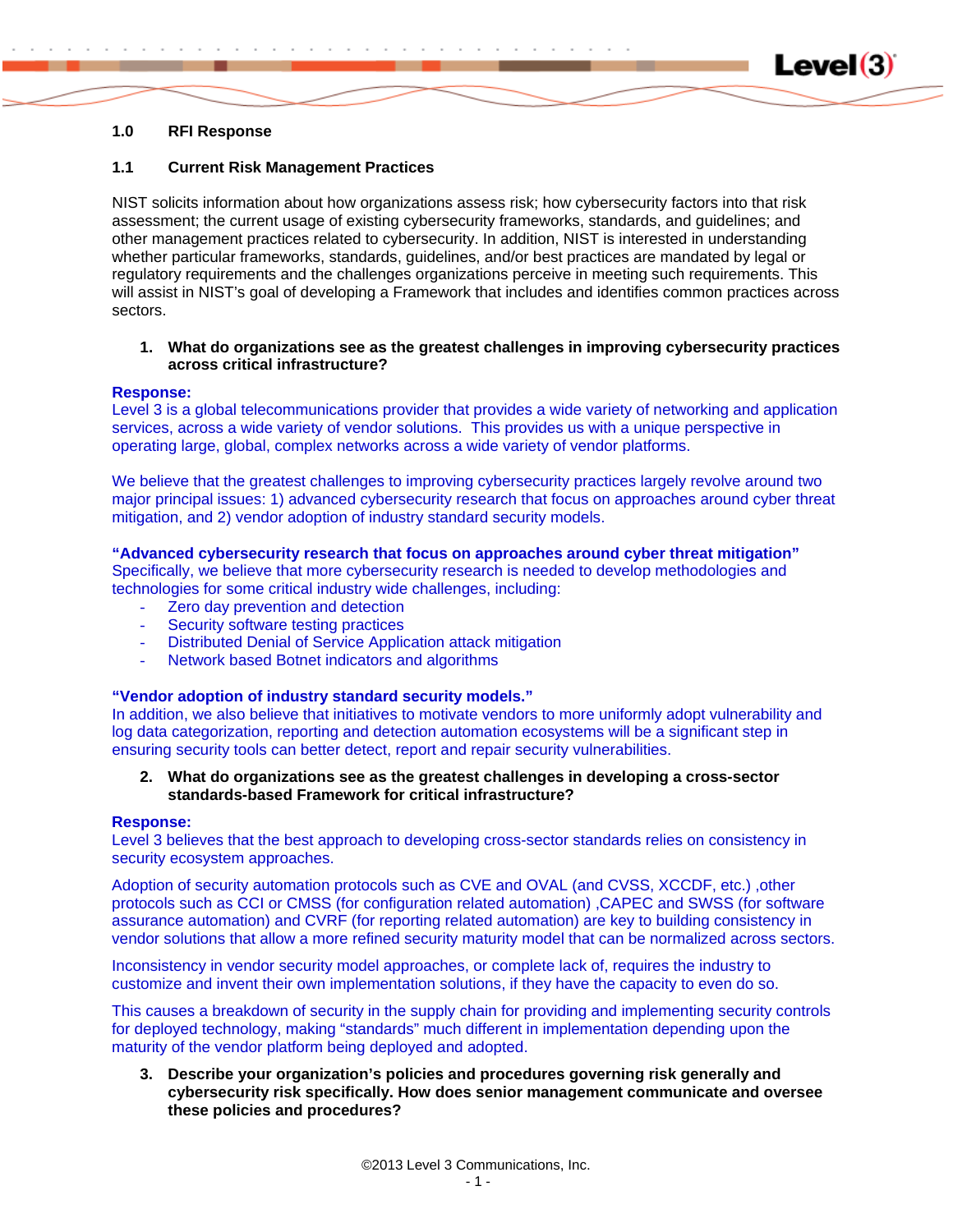## 1.0 RFI Response

### 1.1 Current Risk Management Practices

NIST solicits information about how organizations assess risk; how cybersecurity factors into that risk assessment; the current usage of existing cybersecurity frameworks, standards, and guidelines; and other management practices related to cybersecurity. In addition, NIST is interested in understanding whether particular frameworks, standards, guidelines, and/or best practices are mandated by legal or regulatory requirements and the challenges organizations perceive in meeting such requirements. This will assist in NIST's goal of developing a Framework that includes and identifies common practices across sectors.

1. **What do organizations see as the greatest challenges in improving cybersecurity practices across critical infrastructure?**

**Response:**
Level 3 is a global telecommunications provider that provides a wide variety of networking and application services, across a wide variety of vendor solutions. This provides us with a unique perspective in operating large, global, complex networks across a wide variety of vendor platforms.

We believe that the greatest challenges to improving cybersecurity practices largely revolve around two major principal issues: 1) advanced cybersecurity research that focus on approaches around cyber threat mitigation, and 2) vendor adoption of industry standard security models.

**"Advanced cybersecurity research that focus on approaches around cyber threat mitigation"**
Specifically, we believe that more cybersecurity research is needed to develop methodologies and technologies for some critical industry wide challenges, including:

- Zero day prevention and detection
- Security software testing practices
- Distributed Denial of Service Application attack mitigation
- Network based Botnet indicators and algorithms

**"Vendor adoption of industry standard security models."**
In addition, we also believe that initiatives to motivate vendors to more uniformly adopt vulnerability and log data categorization, reporting and detection automation ecosystems will be a significant step in ensuring security tools can better detect, report and repair security vulnerabilities.

2. **What do organizations see as the greatest challenges in developing a cross-sector standards-based Framework for critical infrastructure?**

**Response:**
Level 3 believes that the best approach to developing cross-sector standards relies on consistency in security ecosystem approaches.

Adoption of security automation protocols such as CVE and OVAL (and CVSS, XCCDF, etc.) ,other protocols such as CCI or CMSS (for configuration related automation) ,CAPEC and SWSS (for software assurance automation) and CVRF (for reporting related automation) are key to building consistency in vendor solutions that allow a more refined security maturity model that can be normalized across sectors.

Inconsistency in vendor security model approaches, or complete lack of, requires the industry to customize and invent their own implementation solutions, if they have the capacity to even do so.

This causes a breakdown of security in the supply chain for providing and implementing security controls for deployed technology, making "standards" much different in implementation depending upon the maturity of the vendor platform being deployed and adopted.

3. **Describe your organization's policies and procedures governing risk generally and cybersecurity risk specifically. How does senior management communicate and oversee these policies and procedures?**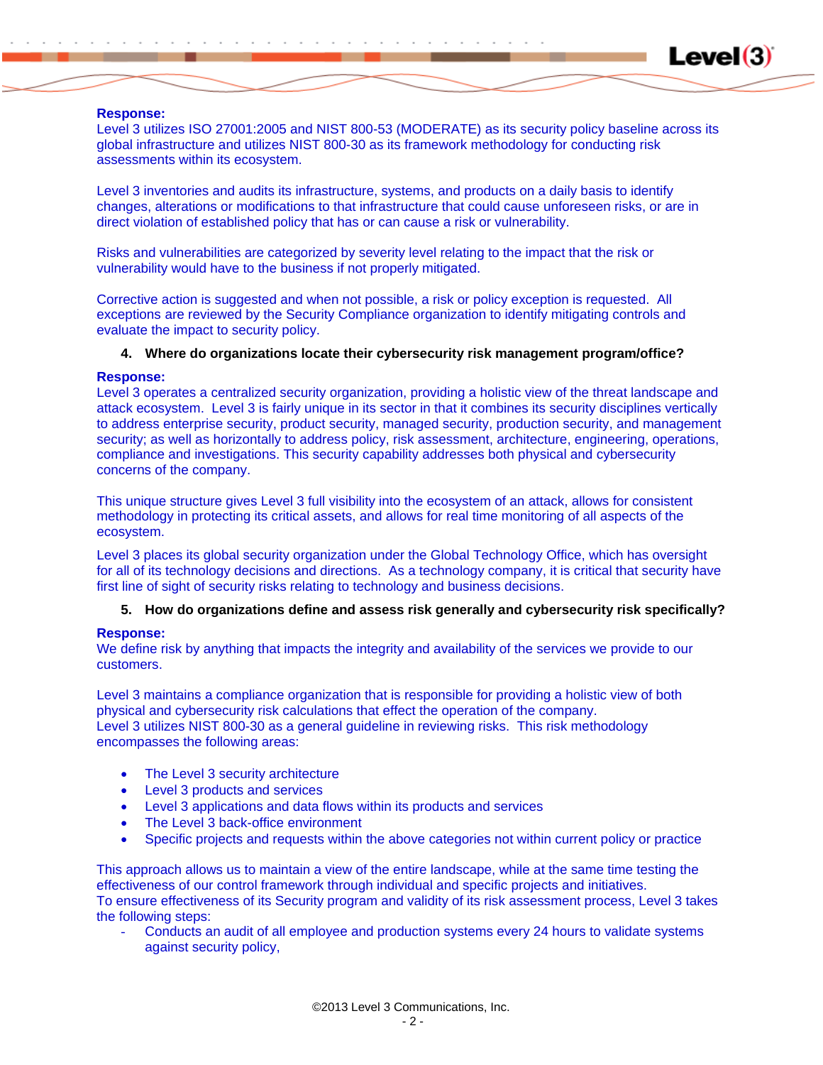**Response:**
Level 3 utilizes ISO 27001:2005 and NIST 800-53 (MODERATE) as its security policy baseline across its global infrastructure and utilizes NIST 800-30 as its framework methodology for conducting risk assessments within its ecosystem.

Level 3 inventories and audits its infrastructure, systems, and products on a daily basis to identify changes, alterations or modifications to that infrastructure that could cause unforeseen risks, or are in direct violation of established policy that has or can cause a risk or vulnerability.

Risks and vulnerabilities are categorized by severity level relating to the impact that the risk or vulnerability would have to the business if not properly mitigated.

Corrective action is suggested and when not possible, a risk or policy exception is requested. All exceptions are reviewed by the Security Compliance organization to identify mitigating controls and evaluate the impact to security policy.

**4. Where do organizations locate their cybersecurity risk management program/office?**

**Response:**
Level 3 operates a centralized security organization, providing a holistic view of the threat landscape and attack ecosystem. Level 3 is fairly unique in its sector in that it combines its security disciplines vertically to address enterprise security, product security, managed security, production security, and management security; as well as horizontally to address policy, risk assessment, architecture, engineering, operations, compliance and investigations. This security capability addresses both physical and cybersecurity concerns of the company.

This unique structure gives Level 3 full visibility into the ecosystem of an attack, allows for consistent methodology in protecting its critical assets, and allows for real time monitoring of all aspects of the ecosystem.

Level 3 places its global security organization under the Global Technology Office, which has oversight for all of its technology decisions and directions. As a technology company, it is critical that security have first line of sight of security risks relating to technology and business decisions.

**5. How do organizations define and assess risk generally and cybersecurity risk specifically?**

**Response:**
We define risk by anything that impacts the integrity and availability of the services we provide to our customers.

Level 3 maintains a compliance organization that is responsible for providing a holistic view of both physical and cybersecurity risk calculations that effect the operation of the company.
Level 3 utilizes NIST 800-30 as a general guideline in reviewing risks. This risk methodology encompasses the following areas:

- The Level 3 security architecture
- Level 3 products and services
- Level 3 applications and data flows within its products and services
- The Level 3 back-office environment
- Specific projects and requests within the above categories not within current policy or practice

This approach allows us to maintain a view of the entire landscape, while at the same time testing the effectiveness of our control framework through individual and specific projects and initiatives.
To ensure effectiveness of its Security program and validity of its risk assessment process, Level 3 takes the following steps:

- Conducts an audit of all employee and production systems every 24 hours to validate systems against security policy,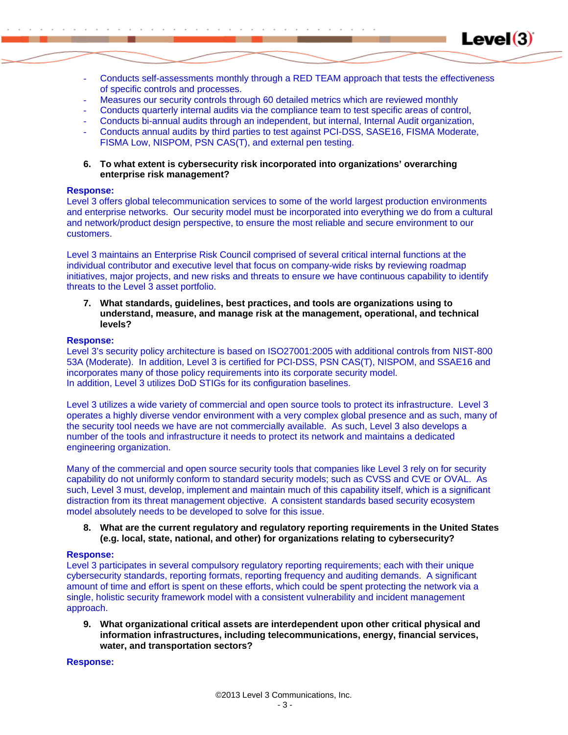- Conducts self-assessments monthly through a RED TEAM approach that tests the effectiveness of specific controls and processes.
- Measures our security controls through 60 detailed metrics which are reviewed monthly
- Conducts quarterly internal audits via the compliance team to test specific areas of control,
- Conducts bi-annual audits through an independent, but internal, Internal Audit organization,
- Conducts annual audits by third parties to test against PCI-DSS, SASE16, FISMA Moderate, FISMA Low, NISPOM, PSN CAS(T), and external pen testing.

6. **To what extent is cybersecurity risk incorporated into organizations' overarching enterprise risk management?**

**Response:**
Level 3 offers global telecommunication services to some of the world largest production environments and enterprise networks. Our security model must be incorporated into everything we do from a cultural and network/product design perspective, to ensure the most reliable and secure environment to our customers.

Level 3 maintains an Enterprise Risk Council comprised of several critical internal functions at the individual contributor and executive level that focus on company-wide risks by reviewing roadmap initiatives, major projects, and new risks and threats to ensure we have continuous capability to identify threats to the Level 3 asset portfolio.

7. **What standards, guidelines, best practices, and tools are organizations using to understand, measure, and manage risk at the management, operational, and technical levels?**

**Response:**
Level 3's security policy architecture is based on ISO27001:2005 with additional controls from NIST-800 53A (Moderate). In addition, Level 3 is certified for PCI-DSS, PSN CAS(T), NISPOM, and SSAE16 and incorporates many of those policy requirements into its corporate security model.
In addition, Level 3 utilizes DoD STIGs for its configuration baselines.

Level 3 utilizes a wide variety of commercial and open source tools to protect its infrastructure. Level 3 operates a highly diverse vendor environment with a very complex global presence and as such, many of the security tool needs we have are not commercially available. As such, Level 3 also develops a number of the tools and infrastructure it needs to protect its network and maintains a dedicated engineering organization.

Many of the commercial and open source security tools that companies like Level 3 rely on for security capability do not uniformly conform to standard security models; such as CVSS and CVE or OVAL. As such, Level 3 must, develop, implement and maintain much of this capability itself, which is a significant distraction from its threat management objective. A consistent standards based security ecosystem model absolutely needs to be developed to solve for this issue.

8. **What are the current regulatory and regulatory reporting requirements in the United States (e.g. local, state, national, and other) for organizations relating to cybersecurity?**

**Response:**
Level 3 participates in several compulsory regulatory reporting requirements; each with their unique cybersecurity standards, reporting formats, reporting frequency and auditing demands. A significant amount of time and effort is spent on these efforts, which could be spent protecting the network via a single, holistic security framework model with a consistent vulnerability and incident management approach.

9. **What organizational critical assets are interdependent upon other critical physical and information infrastructures, including telecommunications, energy, financial services, water, and transportation sectors?**

**Response:**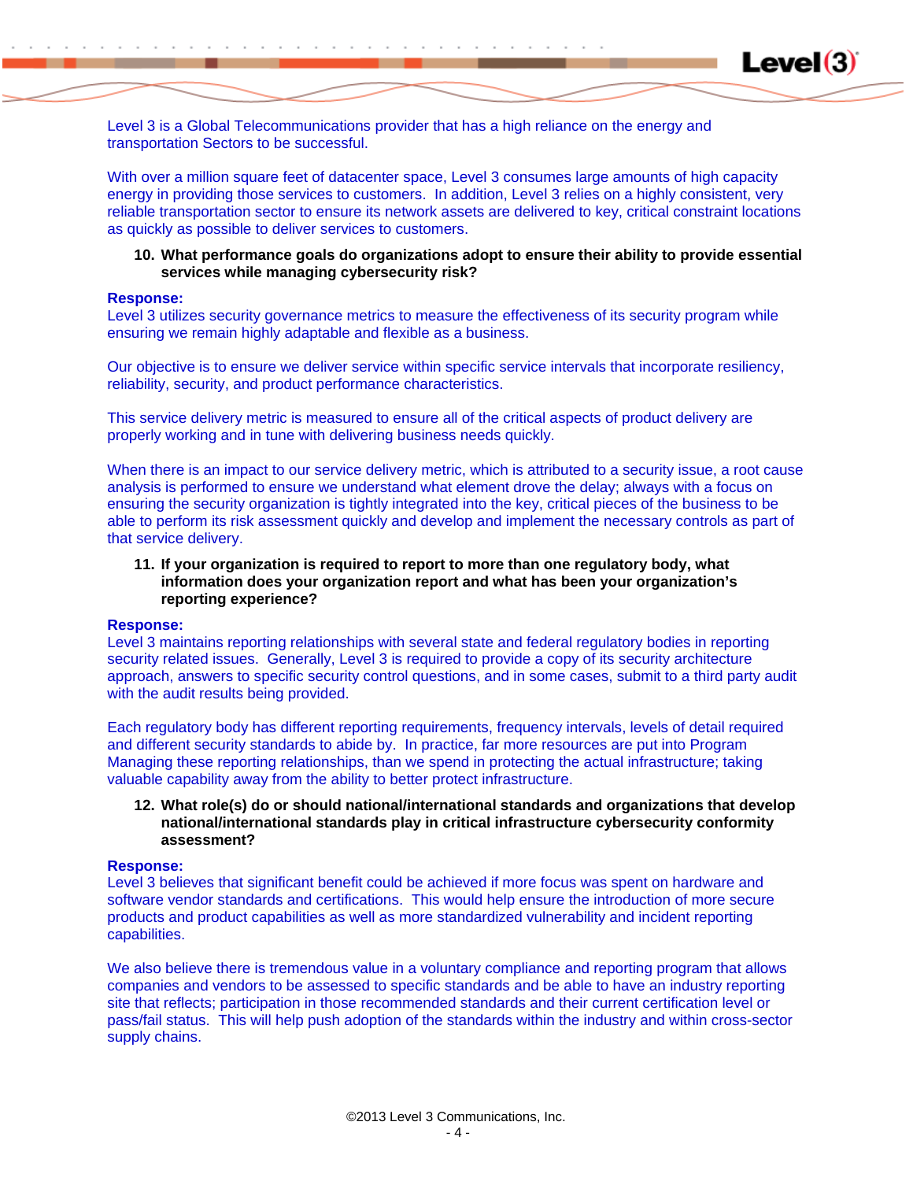Level 3 is a Global Telecommunications provider that has a high reliance on the energy and transportation Sectors to be successful.

With over a million square feet of datacenter space, Level 3 consumes large amounts of high capacity energy in providing those services to customers. In addition, Level 3 relies on a highly consistent, very reliable transportation sector to ensure its network assets are delivered to key, critical constraint locations as quickly as possible to deliver services to customers.

**10. What performance goals do organizations adopt to ensure their ability to provide essential services while managing cybersecurity risk?**

**Response:**
Level 3 utilizes security governance metrics to measure the effectiveness of its security program while ensuring we remain highly adaptable and flexible as a business.

Our objective is to ensure we deliver service within specific service intervals that incorporate resiliency, reliability, security, and product performance characteristics.

This service delivery metric is measured to ensure all of the critical aspects of product delivery are properly working and in tune with delivering business needs quickly.

When there is an impact to our service delivery metric, which is attributed to a security issue, a root cause analysis is performed to ensure we understand what element drove the delay; always with a focus on ensuring the security organization is tightly integrated into the key, critical pieces of the business to be able to perform its risk assessment quickly and develop and implement the necessary controls as part of that service delivery.

**11. If your organization is required to report to more than one regulatory body, what information does your organization report and what has been your organization's reporting experience?**

**Response:**
Level 3 maintains reporting relationships with several state and federal regulatory bodies in reporting security related issues. Generally, Level 3 is required to provide a copy of its security architecture approach, answers to specific security control questions, and in some cases, submit to a third party audit with the audit results being provided.

Each regulatory body has different reporting requirements, frequency intervals, levels of detail required and different security standards to abide by. In practice, far more resources are put into Program Managing these reporting relationships, than we spend in protecting the actual infrastructure; taking valuable capability away from the ability to better protect infrastructure.

**12. What role(s) do or should national/international standards and organizations that develop national/international standards play in critical infrastructure cybersecurity conformity assessment?**

**Response:**
Level 3 believes that significant benefit could be achieved if more focus was spent on hardware and software vendor standards and certifications. This would help ensure the introduction of more secure products and product capabilities as well as more standardized vulnerability and incident reporting capabilities.

We also believe there is tremendous value in a voluntary compliance and reporting program that allows companies and vendors to be assessed to specific standards and be able to have an industry reporting site that reflects; participation in those recommended standards and their current certification level or pass/fail status. This will help push adoption of the standards within the industry and within cross-sector supply chains.

©2013 Level 3 Communications, Inc.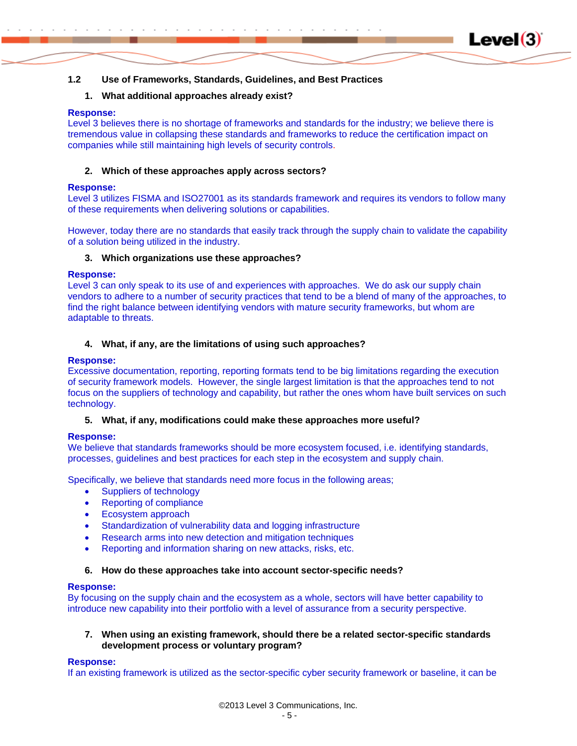## 1.2 Use of Frameworks, Standards, Guidelines, and Best Practices

1. **What additional approaches already exist?**

**Response:**
Level 3 believes there is no shortage of frameworks and standards for the industry; we believe there is tremendous value in collapsing these standards and frameworks to reduce the certification impact on companies while still maintaining high levels of security controls.

2. **Which of these approaches apply across sectors?**

**Response:**
Level 3 utilizes FISMA and ISO27001 as its standards framework and requires its vendors to follow many of these requirements when delivering solutions or capabilities.

However, today there are no standards that easily track through the supply chain to validate the capability of a solution being utilized in the industry.

3. **Which organizations use these approaches?**

**Response:**
Level 3 can only speak to its use of and experiences with approaches. We do ask our supply chain vendors to adhere to a number of security practices that tend to be a blend of many of the approaches, to find the right balance between identifying vendors with mature security frameworks, but whom are adaptable to threats.

4. **What, if any, are the limitations of using such approaches?**

**Response:**
Excessive documentation, reporting, reporting formats tend to be big limitations regarding the execution of security framework models. However, the single largest limitation is that the approaches tend to not focus on the suppliers of technology and capability, but rather the ones whom have built services on such technology.

5. **What, if any, modifications could make these approaches more useful?**

**Response:**
We believe that standards frameworks should be more ecosystem focused, i.e. identifying standards, processes, guidelines and best practices for each step in the ecosystem and supply chain.

Specifically, we believe that standards need more focus in the following areas;

- Suppliers of technology
- Reporting of compliance
- Ecosystem approach
- Standardization of vulnerability data and logging infrastructure
- Research arms into new detection and mitigation techniques
- Reporting and information sharing on new attacks, risks, etc.

6. **How do these approaches take into account sector-specific needs?**

**Response:**
By focusing on the supply chain and the ecosystem as a whole, sectors will have better capability to introduce new capability into their portfolio with a level of assurance from a security perspective.

7. **When using an existing framework, should there be a related sector-specific standards development process or voluntary program?**

**Response:**
If an existing framework is utilized as the sector-specific cyber security framework or baseline, it can be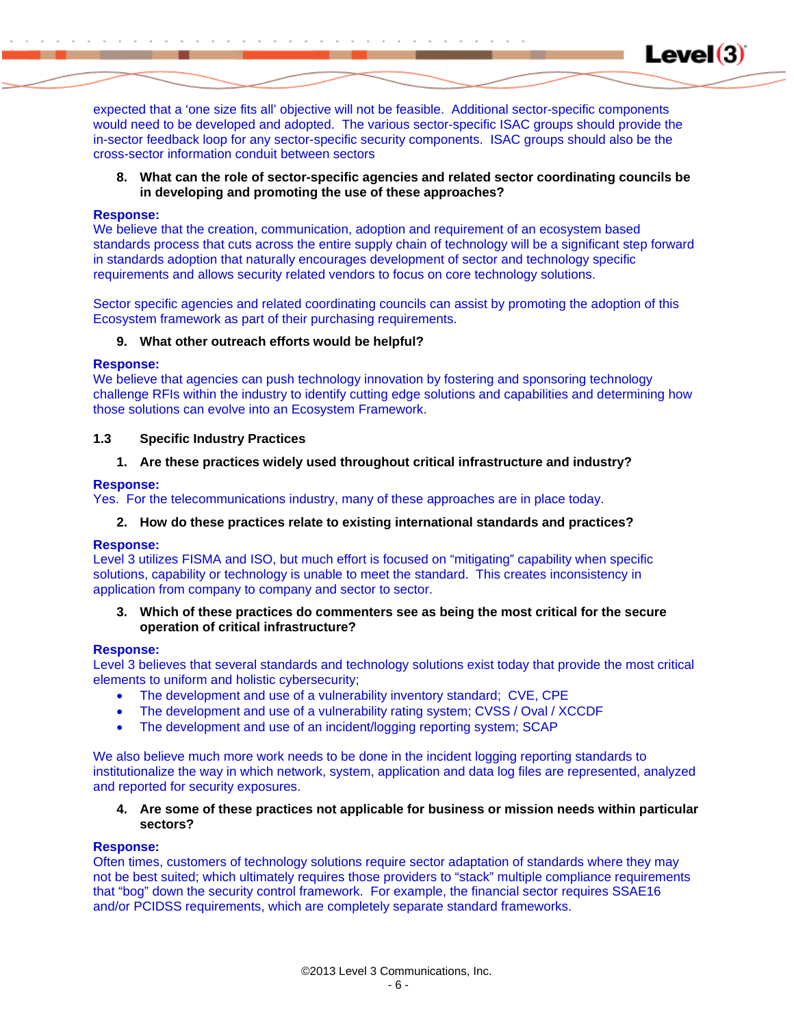expected that a 'one size fits all' objective will not be feasible. Additional sector-specific components would need to be developed and adopted. The various sector-specific ISAC groups should provide the in-sector feedback loop for any sector-specific security components. ISAC groups should also be the cross-sector information conduit between sectors

8. **What can the role of sector-specific agencies and related sector coordinating councils be in developing and promoting the use of these approaches?**

**Response:**
We believe that the creation, communication, adoption and requirement of an ecosystem based standards process that cuts across the entire supply chain of technology will be a significant step forward in standards adoption that naturally encourages development of sector and technology specific requirements and allows security related vendors to focus on core technology solutions.

Sector specific agencies and related coordinating councils can assist by promoting the adoption of this Ecosystem framework as part of their purchasing requirements.

9. **What other outreach efforts would be helpful?**

**Response:**
We believe that agencies can push technology innovation by fostering and sponsoring technology challenge RFIs within the industry to identify cutting edge solutions and capabilities and determining how those solutions can evolve into an Ecosystem Framework.

### 1.3 Specific Industry Practices

1. **Are these practices widely used throughout critical infrastructure and industry?**

**Response:**
Yes. For the telecommunications industry, many of these approaches are in place today.

2. **How do these practices relate to existing international standards and practices?**

**Response:**
Level 3 utilizes FISMA and ISO, but much effort is focused on "mitigating" capability when specific solutions, capability or technology is unable to meet the standard. This creates inconsistency in application from company to company and sector to sector.

3. **Which of these practices do commenters see as being the most critical for the secure operation of critical infrastructure?**

**Response:**
Level 3 believes that several standards and technology solutions exist today that provide the most critical elements to uniform and holistic cybersecurity;

- The development and use of a vulnerability inventory standard; CVE, CPE
- The development and use of a vulnerability rating system; CVSS / Oval / XCCDF
- The development and use of an incident/logging reporting system; SCAP

We also believe much more work needs to be done in the incident logging reporting standards to institutionalize the way in which network, system, application and data log files are represented, analyzed and reported for security exposures.

4. **Are some of these practices not applicable for business or mission needs within particular sectors?**

**Response:**
Often times, customers of technology solutions require sector adaptation of standards where they may not be best suited; which ultimately requires those providers to "stack" multiple compliance requirements that "bog" down the security control framework. For example, the financial sector requires SSAE16 and/or PCIDSS requirements, which are completely separate standard frameworks.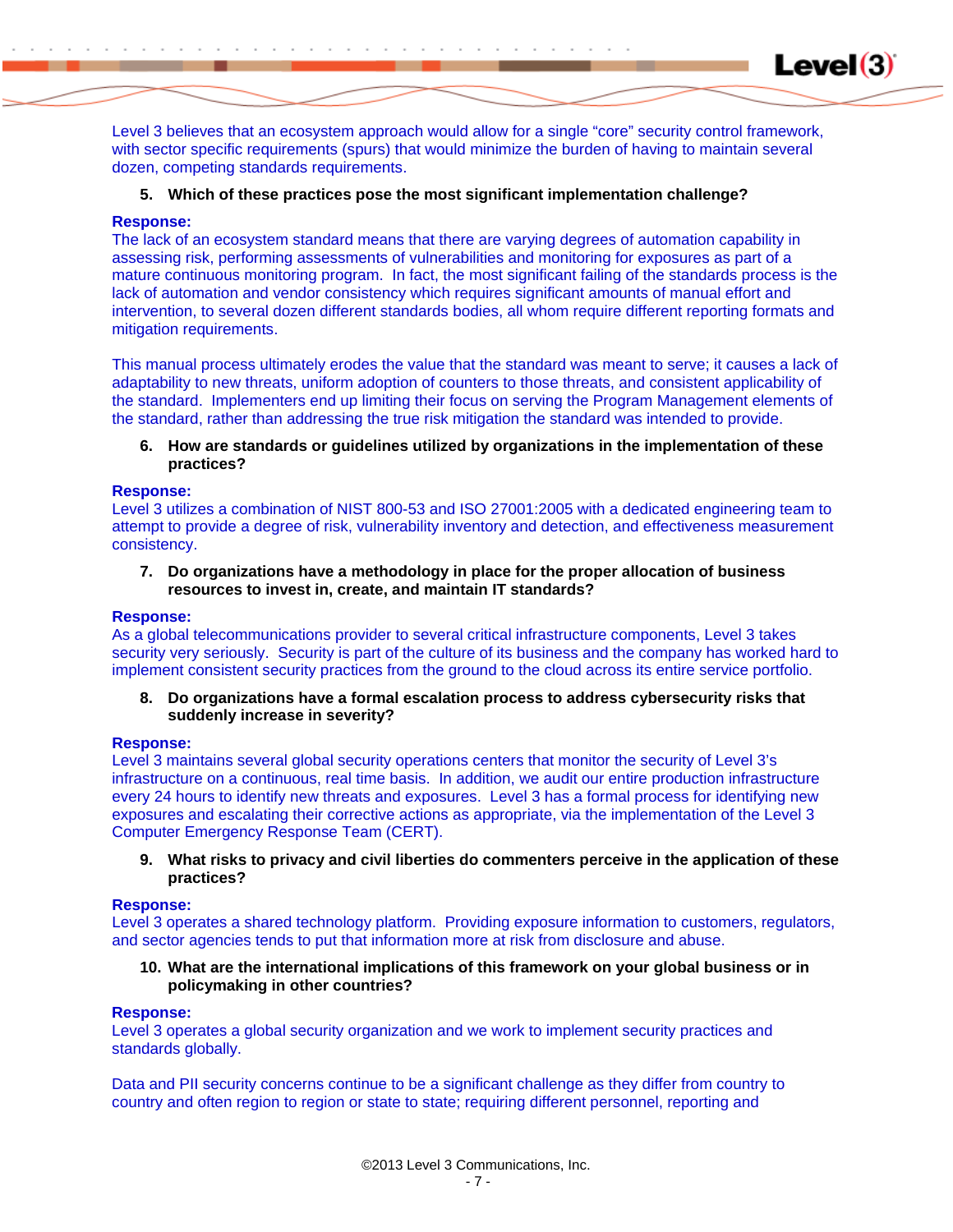Level 3 believes that an ecosystem approach would allow for a single "core" security control framework, with sector specific requirements (spurs) that would minimize the burden of having to maintain several dozen, competing standards requirements.

5. **Which of these practices pose the most significant implementation challenge?**

**Response:**
The lack of an ecosystem standard means that there are varying degrees of automation capability in assessing risk, performing assessments of vulnerabilities and monitoring for exposures as part of a mature continuous monitoring program. In fact, the most significant failing of the standards process is the lack of automation and vendor consistency which requires significant amounts of manual effort and intervention, to several dozen different standards bodies, all whom require different reporting formats and mitigation requirements.

This manual process ultimately erodes the value that the standard was meant to serve; it causes a lack of adaptability to new threats, uniform adoption of counters to those threats, and consistent applicability of the standard. Implementers end up limiting their focus on serving the Program Management elements of the standard, rather than addressing the true risk mitigation the standard was intended to provide.

6. **How are standards or guidelines utilized by organizations in the implementation of these practices?**

**Response:**
Level 3 utilizes a combination of NIST 800-53 and ISO 27001:2005 with a dedicated engineering team to attempt to provide a degree of risk, vulnerability inventory and detection, and effectiveness measurement consistency.

7. **Do organizations have a methodology in place for the proper allocation of business resources to invest in, create, and maintain IT standards?**

**Response:**
As a global telecommunications provider to several critical infrastructure components, Level 3 takes security very seriously. Security is part of the culture of its business and the company has worked hard to implement consistent security practices from the ground to the cloud across its entire service portfolio.

8. **Do organizations have a formal escalation process to address cybersecurity risks that suddenly increase in severity?**

**Response:**
Level 3 maintains several global security operations centers that monitor the security of Level 3's infrastructure on a continuous, real time basis. In addition, we audit our entire production infrastructure every 24 hours to identify new threats and exposures. Level 3 has a formal process for identifying new exposures and escalating their corrective actions as appropriate, via the implementation of the Level 3 Computer Emergency Response Team (CERT).

9. **What risks to privacy and civil liberties do commenters perceive in the application of these practices?**

**Response:**
Level 3 operates a shared technology platform. Providing exposure information to customers, regulators, and sector agencies tends to put that information more at risk from disclosure and abuse.

10. **What are the international implications of this framework on your global business or in policymaking in other countries?**

**Response:**
Level 3 operates a global security organization and we work to implement security practices and standards globally.

Data and PII security concerns continue to be a significant challenge as they differ from country to country and often region to region or state to state; requiring different personnel, reporting and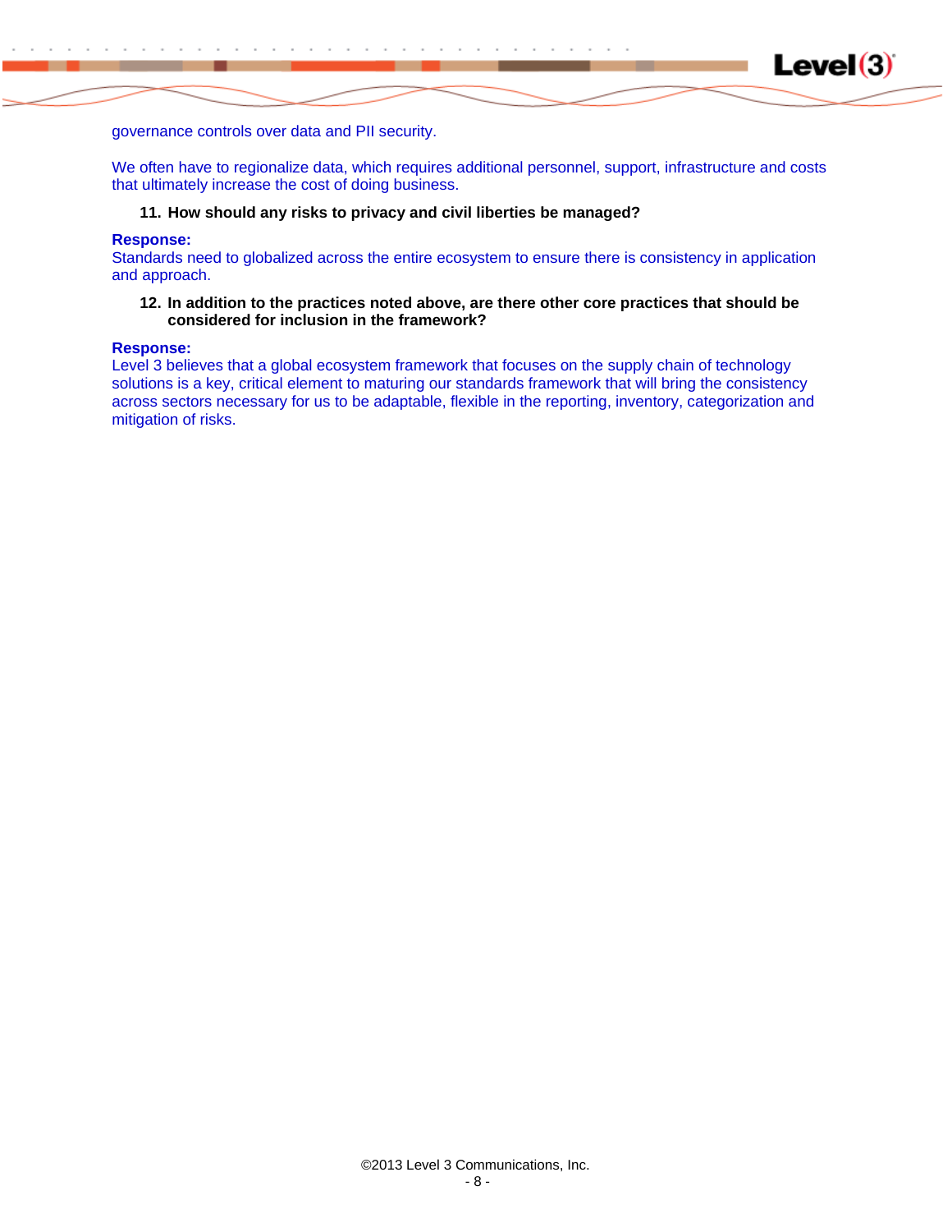governance controls over data and PII security.

We often have to regionalize data, which requires additional personnel, support, infrastructure and costs that ultimately increase the cost of doing business.

11. **How should any risks to privacy and civil liberties be managed?**

**Response:**
Standards need to globalized across the entire ecosystem to ensure there is consistency in application and approach.

12. **In addition to the practices noted above, are there other core practices that should be considered for inclusion in the framework?**

**Response:**
Level 3 believes that a global ecosystem framework that focuses on the supply chain of technology solutions is a key, critical element to maturing our standards framework that will bring the consistency across sectors necessary for us to be adaptable, flexible in the reporting, inventory, categorization and mitigation of risks.

©2013 Level 3 Communications, Inc.